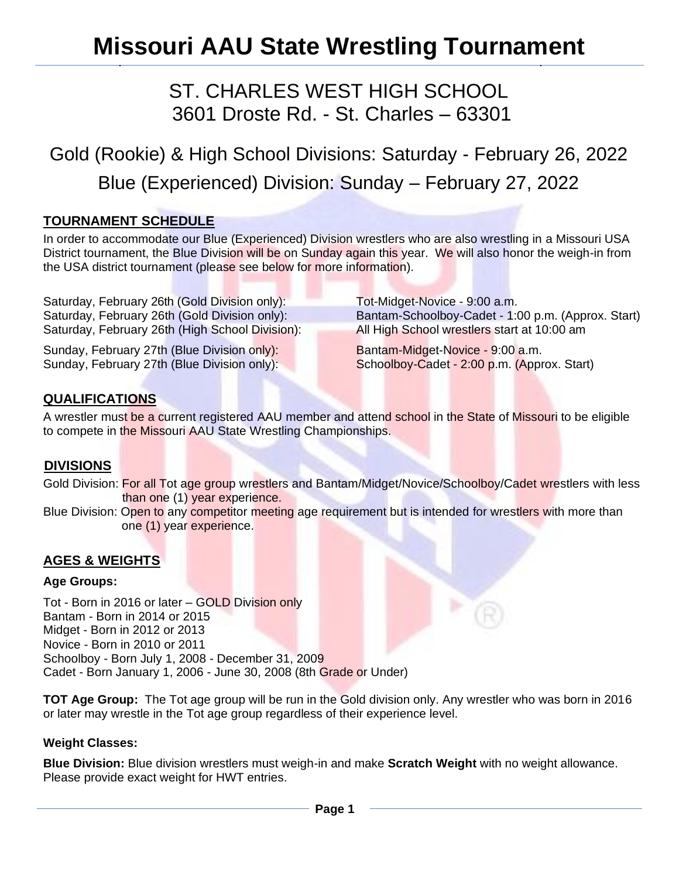# Missouri AAU State Wrestling Tournament

## ST. CHARLES WEST HIGH SCHOOL
## 3601 Droste Rd. - St. Charles – 63301

## Gold (Rookie) & High School Divisions: Saturday - February 26, 2022
## Blue (Experienced) Division: Sunday – February 27, 2022

### TOURNAMENT SCHEDULE

In order to accommodate our Blue (Experienced) Division wrestlers who are also wrestling in a Missouri USA District tournament, the Blue Division will be on Sunday again this year. We will also honor the weigh-in from the USA district tournament (please see below for more information).

Saturday, February 26th (Gold Division only): Tot-Midget-Novice - 9:00 a.m.
Saturday, February 26th (Gold Division only): Bantam-Schoolboy-Cadet - 1:00 p.m. (Approx. Start)
Saturday, February 26th (High School Division): All High School wrestlers start at 10:00 am

Sunday, February 27th (Blue Division only): Bantam-Midget-Novice - 9:00 a.m.
Sunday, February 27th (Blue Division only): Schoolboy-Cadet - 2:00 p.m. (Approx. Start)

### QUALIFICATIONS

A wrestler must be a current registered AAU member and attend school in the State of Missouri to be eligible to compete in the Missouri AAU State Wrestling Championships.

### DIVISIONS

Gold Division: For all Tot age group wrestlers and Bantam/Midget/Novice/Schoolboy/Cadet wrestlers with less than one (1) year experience.
Blue Division: Open to any competitor meeting age requirement but is intended for wrestlers with more than one (1) year experience.

### AGES & WEIGHTS

**Age Groups:**

Tot - Born in 2016 or later – GOLD Division only
Bantam - Born in 2014 or 2015
Midget - Born in 2012 or 2013
Novice - Born in 2010 or 2011
Schoolboy - Born July 1, 2008 - December 31, 2009
Cadet - Born January 1, 2006 - June 30, 2008 (8th Grade or Under)

**TOT Age Group:** The Tot age group will be run in the Gold division only. Any wrestler who was born in 2016 or later may wrestle in the Tot age group regardless of their experience level.

**Weight Classes:**

**Blue Division:** Blue division wrestlers must weigh-in and make **Scratch Weight** with no weight allowance. Please provide exact weight for HWT entries.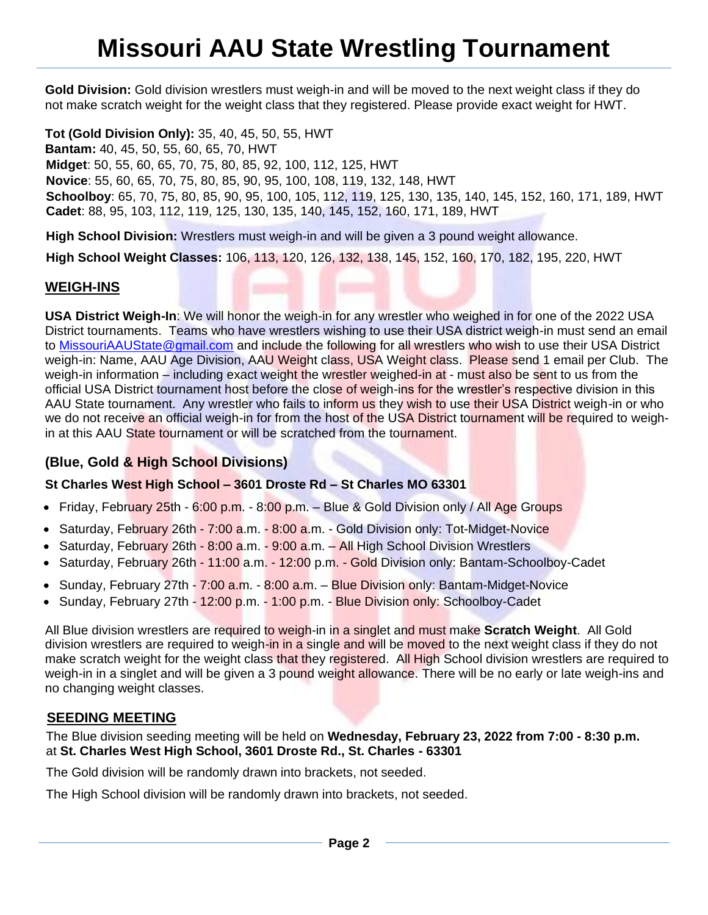# Missouri AAU State Wrestling Tournament

**Gold Division:** Gold division wrestlers must weigh-in and will be moved to the next weight class if they do not make scratch weight for the weight class that they registered. Please provide exact weight for HWT.

**Tot (Gold Division Only):** 35, 40, 45, 50, 55, HWT
**Bantam:** 40, 45, 50, 55, 60, 65, 70, HWT
**Midget**: 50, 55, 60, 65, 70, 75, 80, 85, 92, 100, 112, 125, HWT
**Novice**: 55, 60, 65, 70, 75, 80, 85, 90, 95, 100, 108, 119, 132, 148, HWT
**Schoolboy**: 65, 70, 75, 80, 85, 90, 95, 100, 105, 112, 119, 125, 130, 135, 140, 145, 152, 160, 171, 189, HWT
**Cadet**: 88, 95, 103, 112, 119, 125, 130, 135, 140, 145, 152, 160, 171, 189, HWT

**High School Division:** Wrestlers must weigh-in and will be given a 3 pound weight allowance.

**High School Weight Classes:** 106, 113, 120, 126, 132, 138, 145, 152, 160, 170, 182, 195, 220, HWT

## WEIGH-INS

**USA District Weigh-In**: We will honor the weigh-in for any wrestler who weighed in for one of the 2022 USA District tournaments. Teams who have wrestlers wishing to use their USA district weigh-in must send an email to MissouriAAUState@gmail.com and include the following for all wrestlers who wish to use their USA District weigh-in: Name, AAU Age Division, AAU Weight class, USA Weight class. Please send 1 email per Club. The weigh-in information – including exact weight the wrestler weighed-in at - must also be sent to us from the official USA District tournament host before the close of weigh-ins for the wrestler's respective division in this AAU State tournament. Any wrestler who fails to inform us they wish to use their USA District weigh-in or who we do not receive an official weigh-in for from the host of the USA District tournament will be required to weigh-in at this AAU State tournament or will be scratched from the tournament.

### (Blue, Gold & High School Divisions)

**St Charles West High School – 3601 Droste Rd – St Charles MO 63301**

- Friday, February 25th - 6:00 p.m. - 8:00 p.m. – Blue & Gold Division only / All Age Groups
- Saturday, February 26th - 7:00 a.m. - 8:00 a.m. - Gold Division only: Tot-Midget-Novice
- Saturday, February 26th - 8:00 a.m. - 9:00 a.m. – All High School Division Wrestlers
- Saturday, February 26th - 11:00 a.m. - 12:00 p.m. - Gold Division only: Bantam-Schoolboy-Cadet
- Sunday, February 27th - 7:00 a.m. - 8:00 a.m. – Blue Division only: Bantam-Midget-Novice
- Sunday, February 27th - 12:00 p.m. - 1:00 p.m. - Blue Division only: Schoolboy-Cadet

All Blue division wrestlers are required to weigh-in in a singlet and must make **Scratch Weight**. All Gold division wrestlers are required to weigh-in in a single and will be moved to the next weight class if they do not make scratch weight for the weight class that they registered. All High School division wrestlers are required to weigh-in in a singlet and will be given a 3 pound weight allowance. There will be no early or late weigh-ins and no changing weight classes.

## SEEDING MEETING

The Blue division seeding meeting will be held on **Wednesday, February 23, 2022 from 7:00 - 8:30 p.m.** at **St. Charles West High School, 3601 Droste Rd., St. Charles - 63301**

The Gold division will be randomly drawn into brackets, not seeded.

The High School division will be randomly drawn into brackets, not seeded.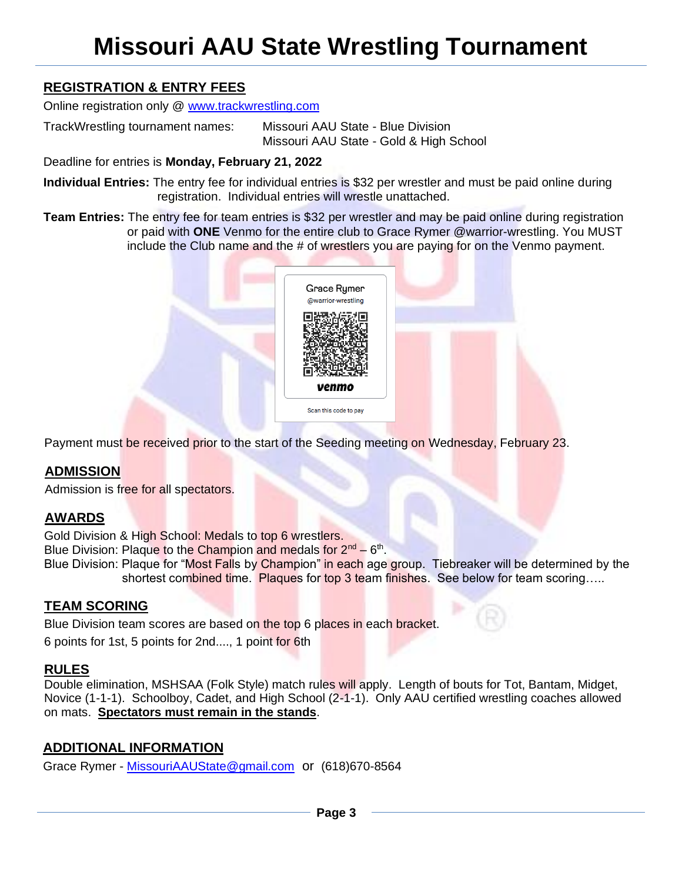# Missouri AAU State Wrestling Tournament

## REGISTRATION & ENTRY FEES

Online registration only @ www.trackwrestling.com

TrackWrestling tournament names: Missouri AAU State - Blue Division
Missouri AAU State - Gold & High School

Deadline for entries is **Monday, February 21, 2022**

**Individual Entries:** The entry fee for individual entries is $32 per wrestler and must be paid online during registration. Individual entries will wrestle unattached.

**Team Entries:** The entry fee for team entries is $32 per wrestler and may be paid online during registration or paid with **ONE** Venmo for the entire club to Grace Rymer @warrior-wrestling. You MUST include the Club name and the # of wrestlers you are paying for on the Venmo payment.

Grace Rymer
@warrior-wrestling
venmo
Scan this code to pay

Payment must be received prior to the start of the Seeding meeting on Wednesday, February 23.

## ADMISSION

Admission is free for all spectators.

## AWARDS

Gold Division & High School: Medals to top 6 wrestlers.
Blue Division: Plaque to the Champion and medals for 2nd – 6th.
Blue Division: Plaque for "Most Falls by Champion" in each age group. Tiebreaker will be determined by the shortest combined time. Plaques for top 3 team finishes. See below for team scoring…..

## TEAM SCORING

Blue Division team scores are based on the top 6 places in each bracket.

6 points for 1st, 5 points for 2nd...., 1 point for 6th

## RULES

Double elimination, MSHSAA (Folk Style) match rules will apply. Length of bouts for Tot, Bantam, Midget, Novice (1-1-1). Schoolboy, Cadet, and High School (2-1-1). Only AAU certified wrestling coaches allowed on mats. **Spectators must remain in the stands**.

## ADDITIONAL INFORMATION

Grace Rymer - MissouriAAUState@gmail.com or (618)670-8564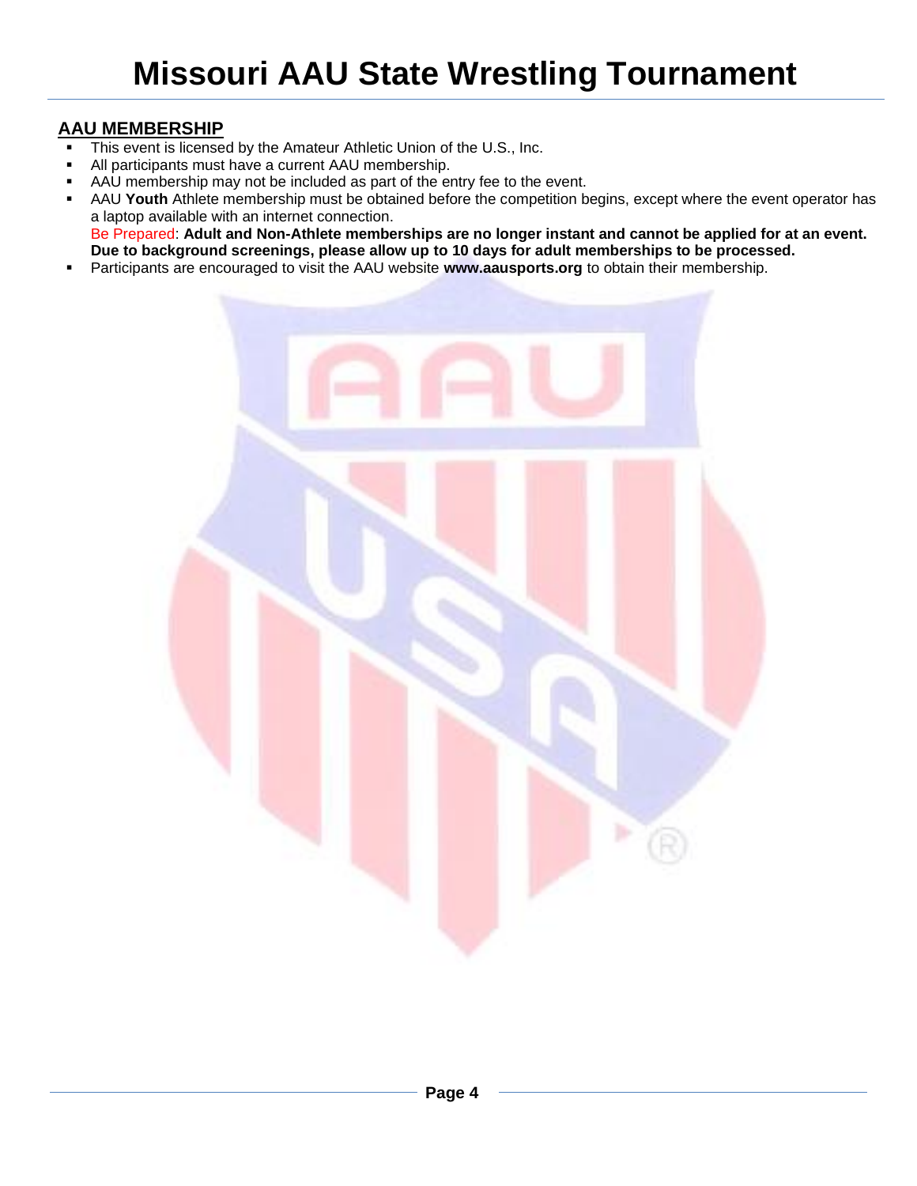# Missouri AAU State Wrestling Tournament

## AAU MEMBERSHIP

- This event is licensed by the Amateur Athletic Union of the U.S., Inc.
- All participants must have a current AAU membership.
- AAU membership may not be included as part of the entry fee to the event.
- AAU **Youth** Athlete membership must be obtained before the competition begins, except where the event operator has a laptop available with an internet connection.
  Be Prepared: **Adult and Non-Athlete memberships are no longer instant and cannot be applied for at an event. Due to background screenings, please allow up to 10 days for adult memberships to be processed.**
- Participants are encouraged to visit the AAU website **www.aausports.org** to obtain their membership.